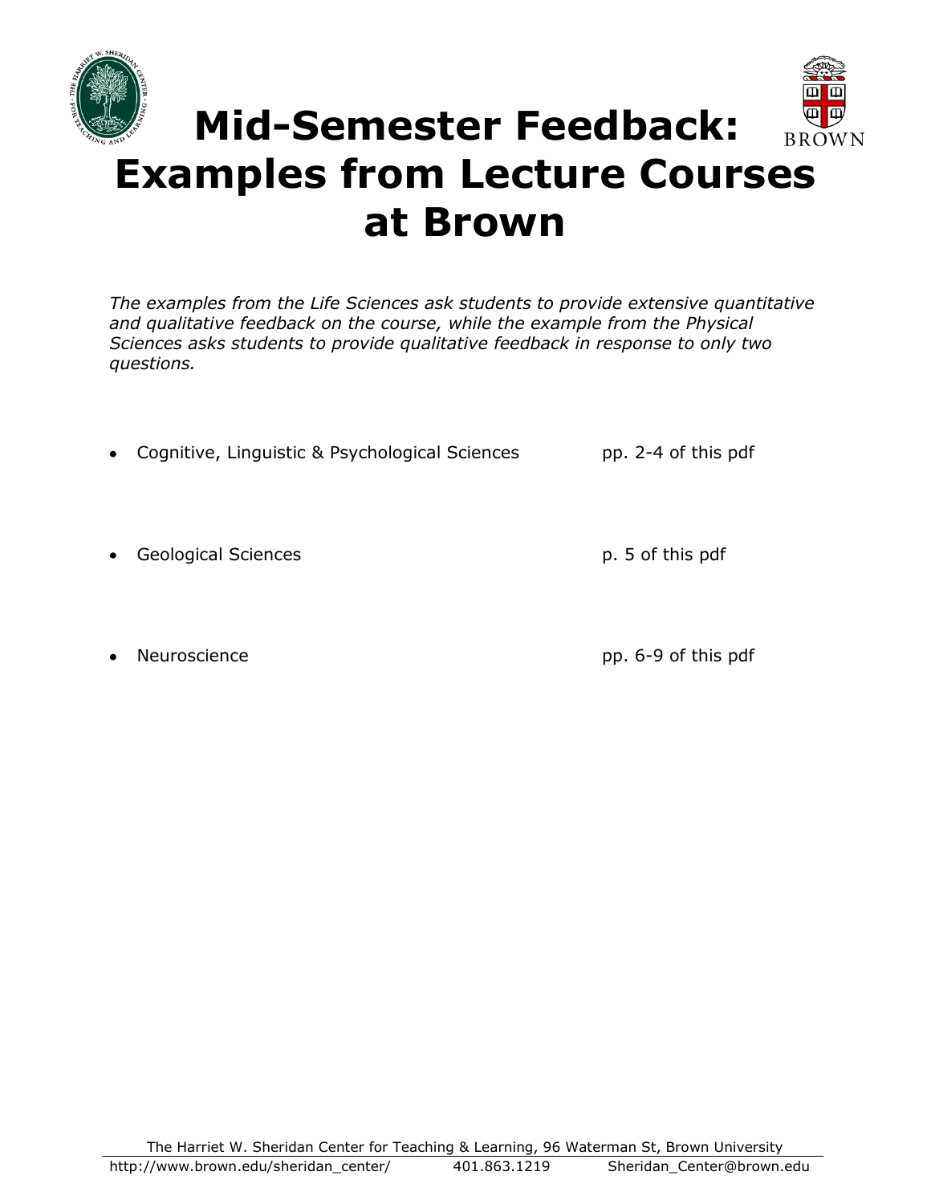# Mid-Semester Feedback: Examples from Lecture Courses at Brown

*The examples from the Life Sciences ask students to provide extensive quantitative and qualitative feedback on the course, while the example from the Physical Sciences asks students to provide qualitative feedback in response to only two questions.*

- Cognitive, Linguistic & Psychological Sciences — pp. 2-4 of this pdf
- Geological Sciences — p. 5 of this pdf
- Neuroscience — pp. 6-9 of this pdf

The Harriet W. Sheridan Center for Teaching & Learning, 96 Waterman St, Brown University
http://www.brown.edu/sheridan_center/ 401.863.1219 Sheridan_Center@brown.edu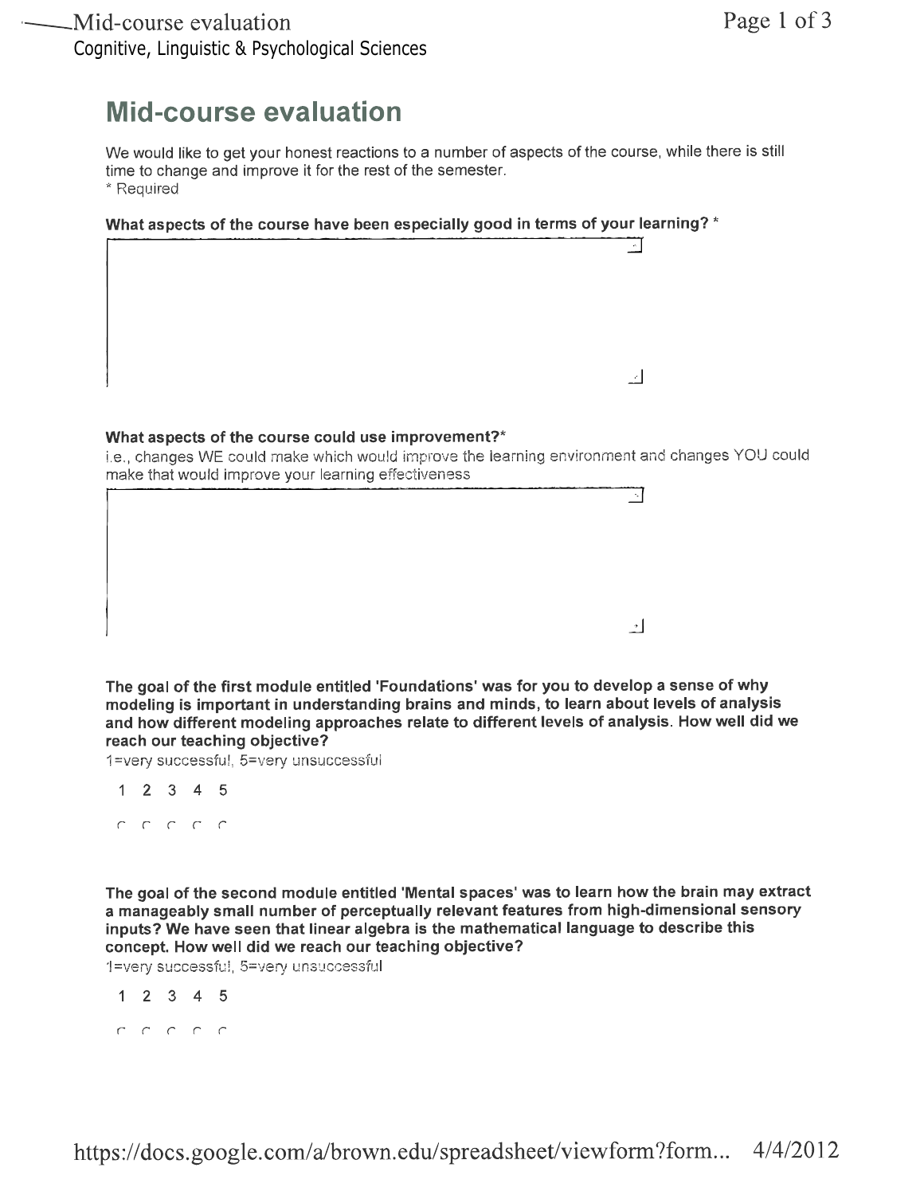Cognitive, Linguistic & Psychological Sciences

# Mid-course evaluation

We would like to get your honest reactions to a number of aspects of the course, while there is still time to change and improve it for the rest of the semester.
* Required

**What aspects of the course have been especially good in terms of your learning?** *

**What aspects of the course could use improvement?***
i.e., changes WE could make which would improve the learning environment and changes YOU could make that would improve your learning effectiveness

**The goal of the first module entitled 'Foundations' was for you to develop a sense of why modeling is important in understanding brains and minds, to learn about levels of analysis and how different modeling approaches relate to different levels of analysis. How well did we reach our teaching objective?**
1=very successful, 5=very unsuccessful

1 2 3 4 5

**The goal of the second module entitled 'Mental spaces' was to learn how the brain may extract a manageably small number of perceptually relevant features from high-dimensional sensory inputs? We have seen that linear algebra is the mathematical language to describe this concept. How well did we reach our teaching objective?**
1=very successful, 5=very unsuccessful

1 2 3 4 5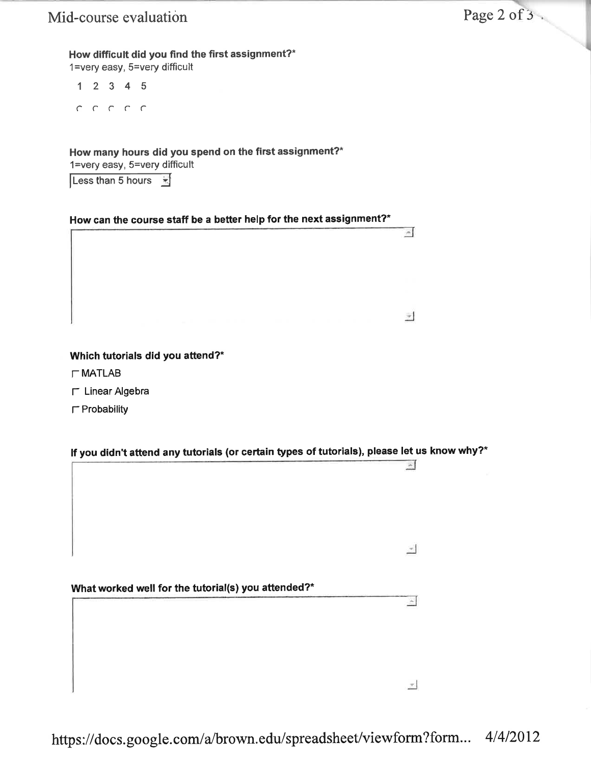**How difficult did you find the first assignment?***
1=very easy, 5=very difficult

1 2 3 4 5

**How many hours did you spend on the first assignment?***
1=very easy, 5=very difficult

Less than 5 hours

**How can the course staff be a better help for the next assignment?***

**Which tutorials did you attend?***

- MATLAB
- Linear Algebra
- Probability

**If you didn't attend any tutorials (or certain types of tutorials), please let us know why?***

**What worked well for the tutorial(s) you attended?***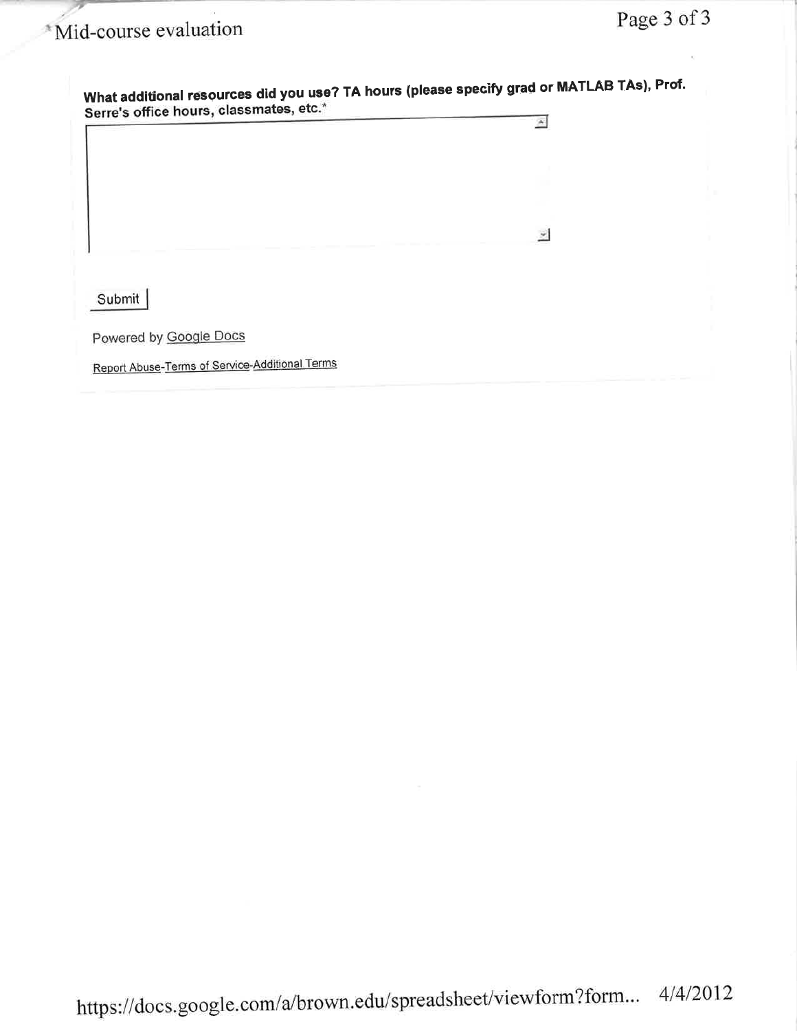**What additional resources did you use? TA hours (please specify grad or MATLAB TAs), Prof. Serre's office hours, classmates, etc.***

Submit

Powered by Google Docs

Report Abuse-Terms of Service-Additional Terms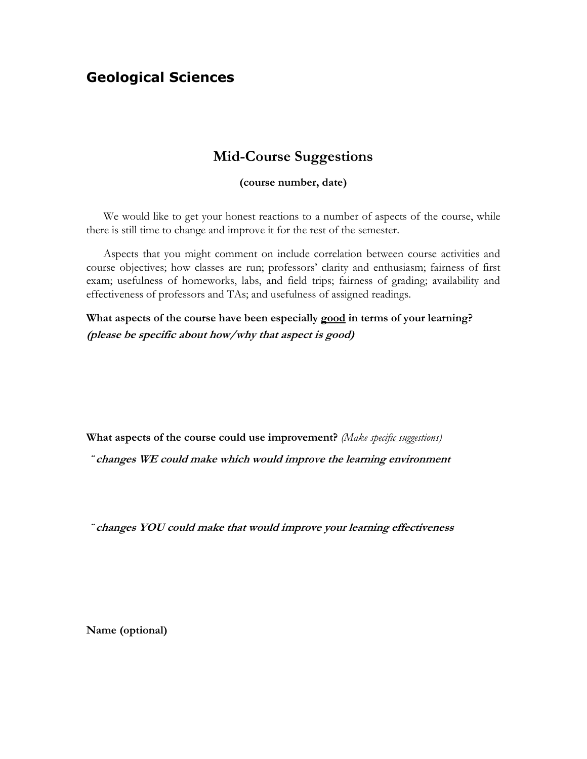## Geological Sciences

# Mid-Course Suggestions

**(course number, date)**

We would like to get your honest reactions to a number of aspects of the course, while there is still time to change and improve it for the rest of the semester.

Aspects that you might comment on include correlation between course activities and course objectives; how classes are run; professors' clarity and enthusiasm; fairness of first exam; usefulness of homeworks, labs, and field trips; fairness of grading; availability and effectiveness of professors and TAs; and usefulness of assigned readings.

**What aspects of the course have been especially <u>good</u> in terms of your learning?**
***(please be specific about how/why that aspect is good)***

**What aspects of the course could use improvement?** *(Make <u>specific</u> suggestions)*

¨ ***changes WE could make which would improve the learning environment***

¨ ***changes YOU could make that would improve your learning effectiveness***

**Name (optional)**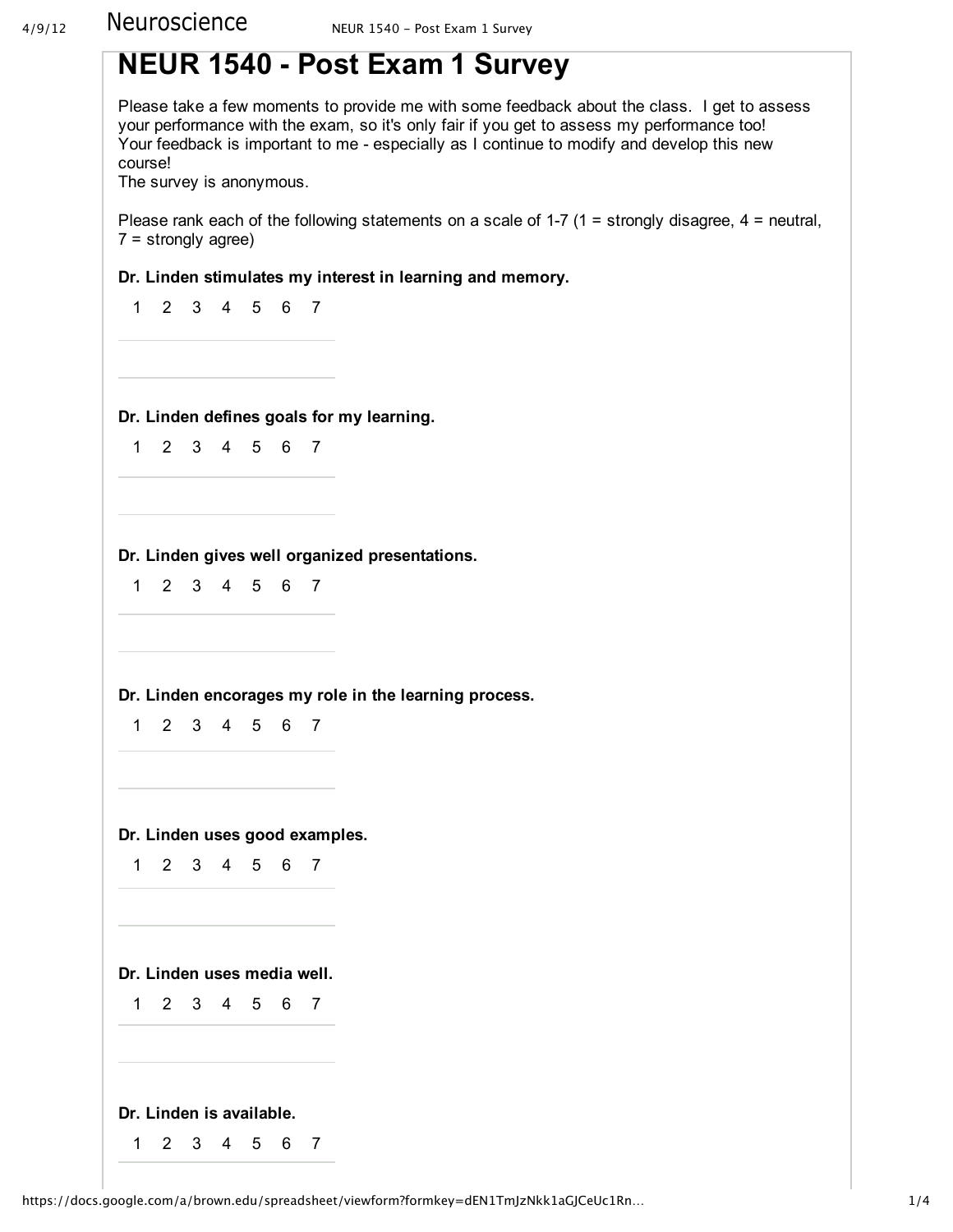# NEUR 1540 - Post Exam 1 Survey

Please take a few moments to provide me with some feedback about the class. I get to assess your performance with the exam, so it's only fair if you get to assess my performance too!
Your feedback is important to me - especially as I continue to modify and develop this new course!
The survey is anonymous.

Please rank each of the following statements on a scale of 1-7 (1 = strongly disagree, 4 = neutral, 7 = strongly agree)

**Dr. Linden stimulates my interest in learning and memory.**

1 2 3 4 5 6 7

**Dr. Linden defines goals for my learning.**

1 2 3 4 5 6 7

**Dr. Linden gives well organized presentations.**

1 2 3 4 5 6 7

**Dr. Linden encorages my role in the learning process.**

1 2 3 4 5 6 7

**Dr. Linden uses good examples.**

1 2 3 4 5 6 7

**Dr. Linden uses media well.**

1 2 3 4 5 6 7

**Dr. Linden is available.**

1 2 3 4 5 6 7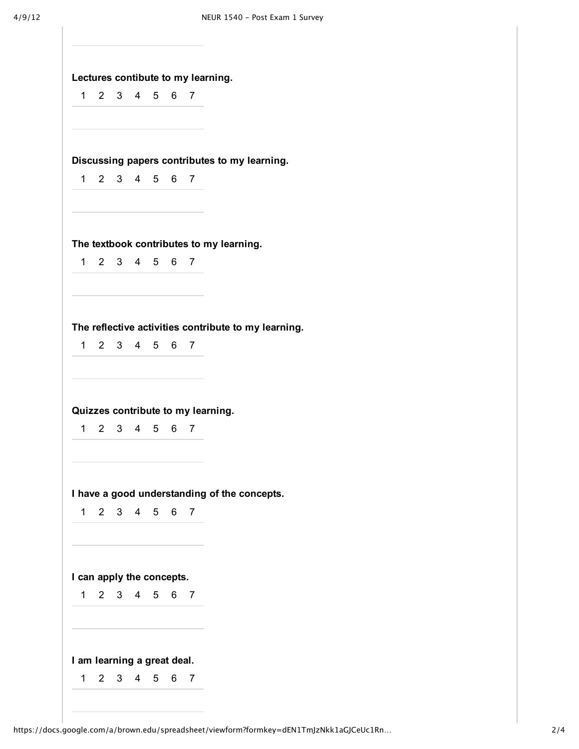**Lectures contibute to my learning.**

1 2 3 4 5 6 7

**Discussing papers contributes to my learning.**

1 2 3 4 5 6 7

**The textbook contributes to my learning.**

1 2 3 4 5 6 7

**The reflective activities contribute to my learning.**

1 2 3 4 5 6 7

**Quizzes contribute to my learning.**

1 2 3 4 5 6 7

**I have a good understanding of the concepts.**

1 2 3 4 5 6 7

**I can apply the concepts.**

1 2 3 4 5 6 7

**I am learning a great deal.**

1 2 3 4 5 6 7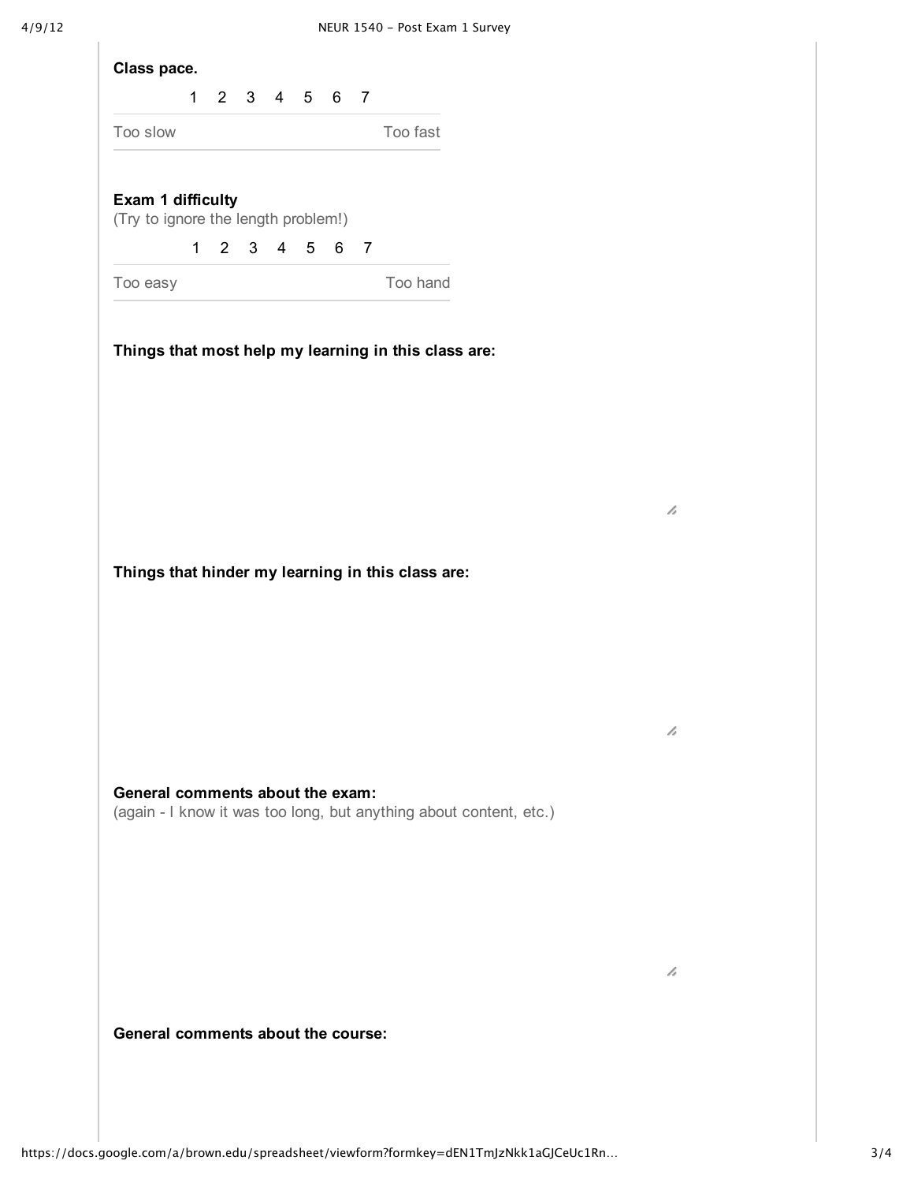**Class pace.**

| | 1 | 2 | 3 | 4 | 5 | 6 | 7 | |
|---|---|---|---|---|---|---|---|---|
| Too slow | | | | | | | | Too fast |

**Exam 1 difficulty**
(Try to ignore the length problem!)

| | 1 | 2 | 3 | 4 | 5 | 6 | 7 | |
|---|---|---|---|---|---|---|---|---|
| Too easy | | | | | | | | Too hand |

**Things that most help my learning in this class are:**

**Things that hinder my learning in this class are:**

**General comments about the exam:**
(again - I know it was too long, but anything about content, etc.)

**General comments about the course:**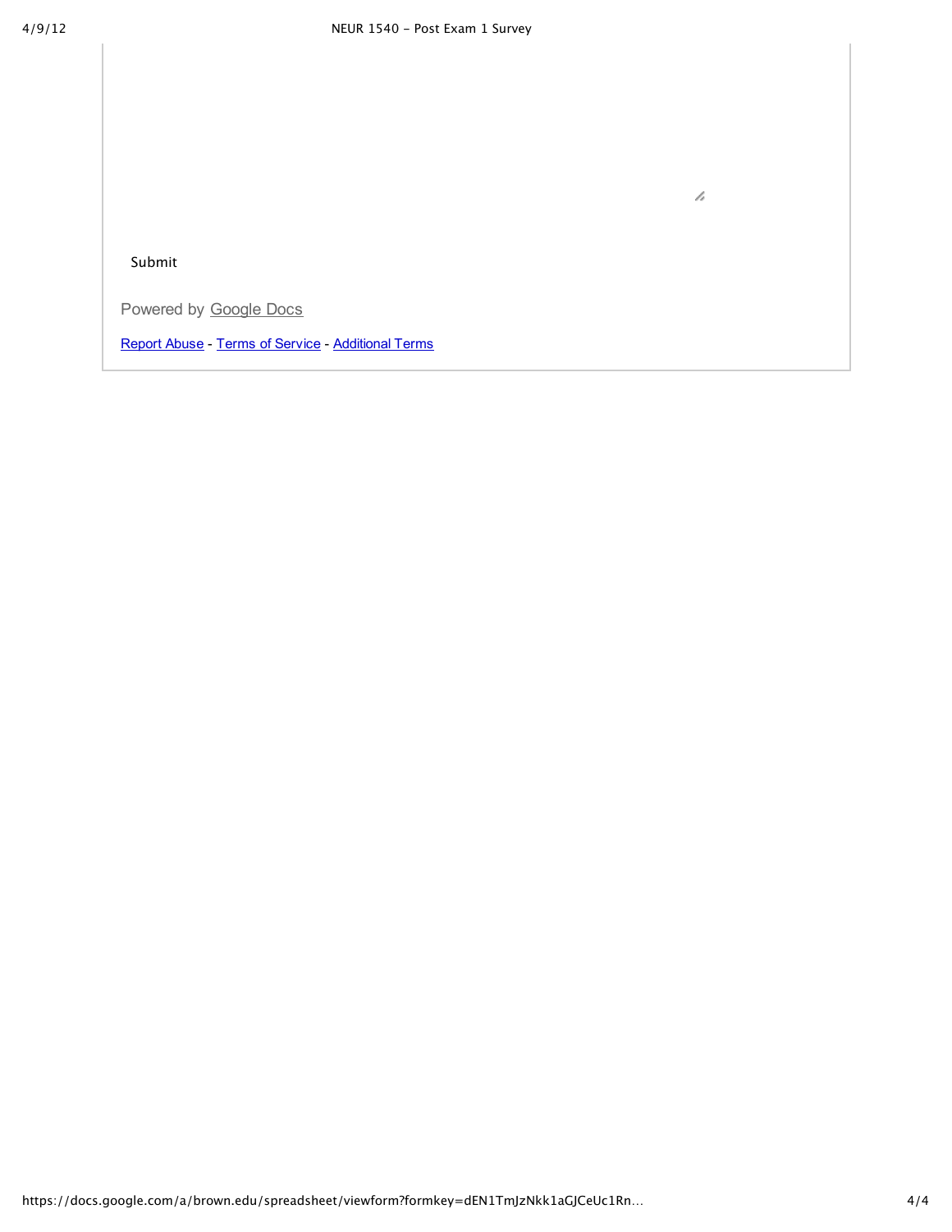Submit

Powered by Google Docs

Report Abuse - Terms of Service - Additional Terms